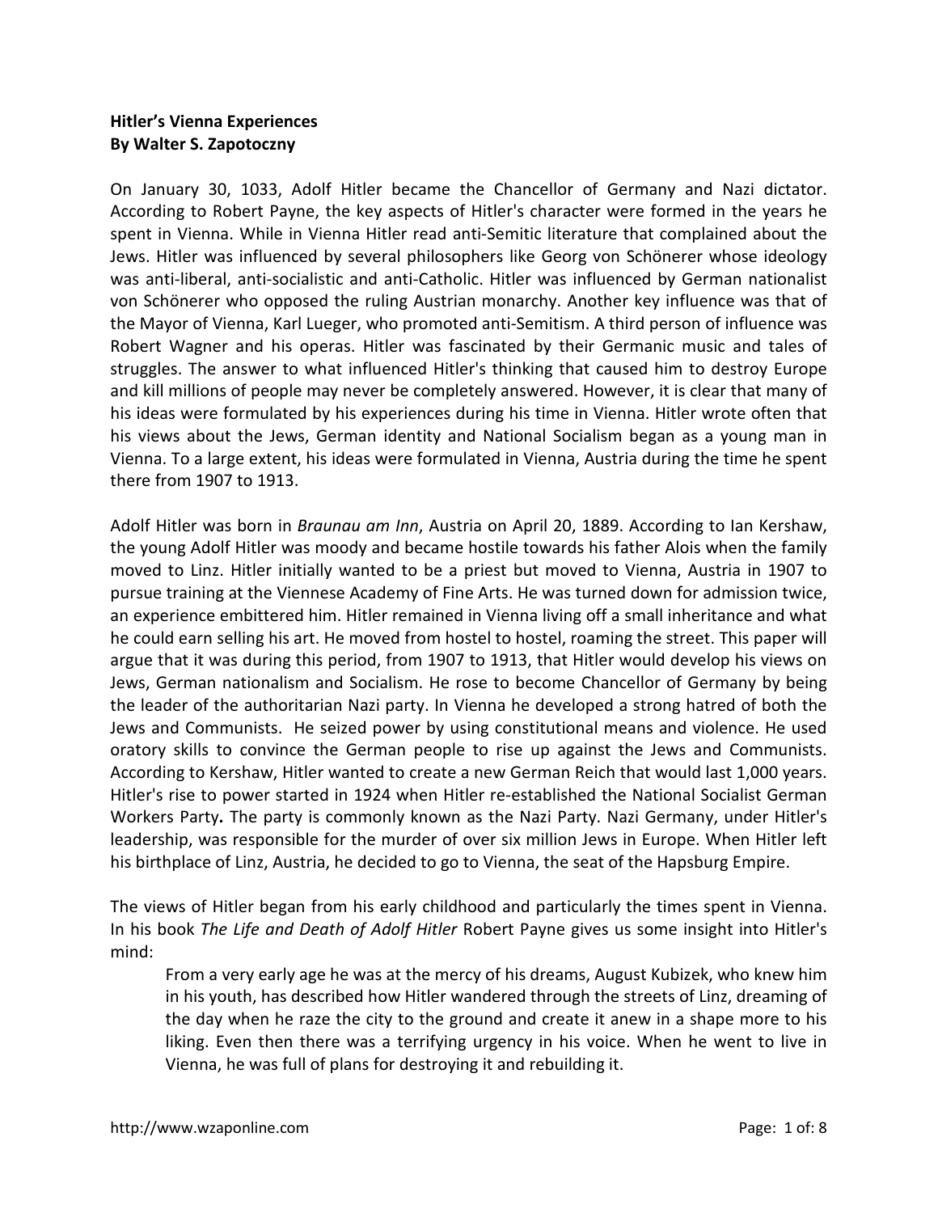**Hitler's Vienna Experiences**
**By Walter S. Zapotoczny**

On January 30, 1033, Adolf Hitler became the Chancellor of Germany and Nazi dictator. According to Robert Payne, the key aspects of Hitler's character were formed in the years he spent in Vienna. While in Vienna Hitler read anti-Semitic literature that complained about the Jews. Hitler was influenced by several philosophers like Georg von Schönerer whose ideology was anti-liberal, anti-socialistic and anti-Catholic. Hitler was influenced by German nationalist von Schönerer who opposed the ruling Austrian monarchy. Another key influence was that of the Mayor of Vienna, Karl Lueger, who promoted anti-Semitism. A third person of influence was Robert Wagner and his operas. Hitler was fascinated by their Germanic music and tales of struggles. The answer to what influenced Hitler's thinking that caused him to destroy Europe and kill millions of people may never be completely answered. However, it is clear that many of his ideas were formulated by his experiences during his time in Vienna. Hitler wrote often that his views about the Jews, German identity and National Socialism began as a young man in Vienna. To a large extent, his ideas were formulated in Vienna, Austria during the time he spent there from 1907 to 1913.

Adolf Hitler was born in *Braunau am Inn*, Austria on April 20, 1889. According to Ian Kershaw, the young Adolf Hitler was moody and became hostile towards his father Alois when the family moved to Linz. Hitler initially wanted to be a priest but moved to Vienna, Austria in 1907 to pursue training at the Viennese Academy of Fine Arts. He was turned down for admission twice, an experience embittered him. Hitler remained in Vienna living off a small inheritance and what he could earn selling his art. He moved from hostel to hostel, roaming the street. This paper will argue that it was during this period, from 1907 to 1913, that Hitler would develop his views on Jews, German nationalism and Socialism. He rose to become Chancellor of Germany by being the leader of the authoritarian Nazi party. In Vienna he developed a strong hatred of both the Jews and Communists. He seized power by using constitutional means and violence. He used oratory skills to convince the German people to rise up against the Jews and Communists. According to Kershaw, Hitler wanted to create a new German Reich that would last 1,000 years. Hitler's rise to power started in 1924 when Hitler re-established the National Socialist German Workers Party**.** The party is commonly known as the Nazi Party. Nazi Germany, under Hitler's leadership, was responsible for the murder of over six million Jews in Europe. When Hitler left his birthplace of Linz, Austria, he decided to go to Vienna, the seat of the Hapsburg Empire.

The views of Hitler began from his early childhood and particularly the times spent in Vienna. In his book *The Life and Death of Adolf Hitler* Robert Payne gives us some insight into Hitler's mind:

> From a very early age he was at the mercy of his dreams, August Kubizek, who knew him in his youth, has described how Hitler wandered through the streets of Linz, dreaming of the day when he raze the city to the ground and create it anew in a shape more to his liking. Even then there was a terrifying urgency in his voice. When he went to live in Vienna, he was full of plans for destroying it and rebuilding it.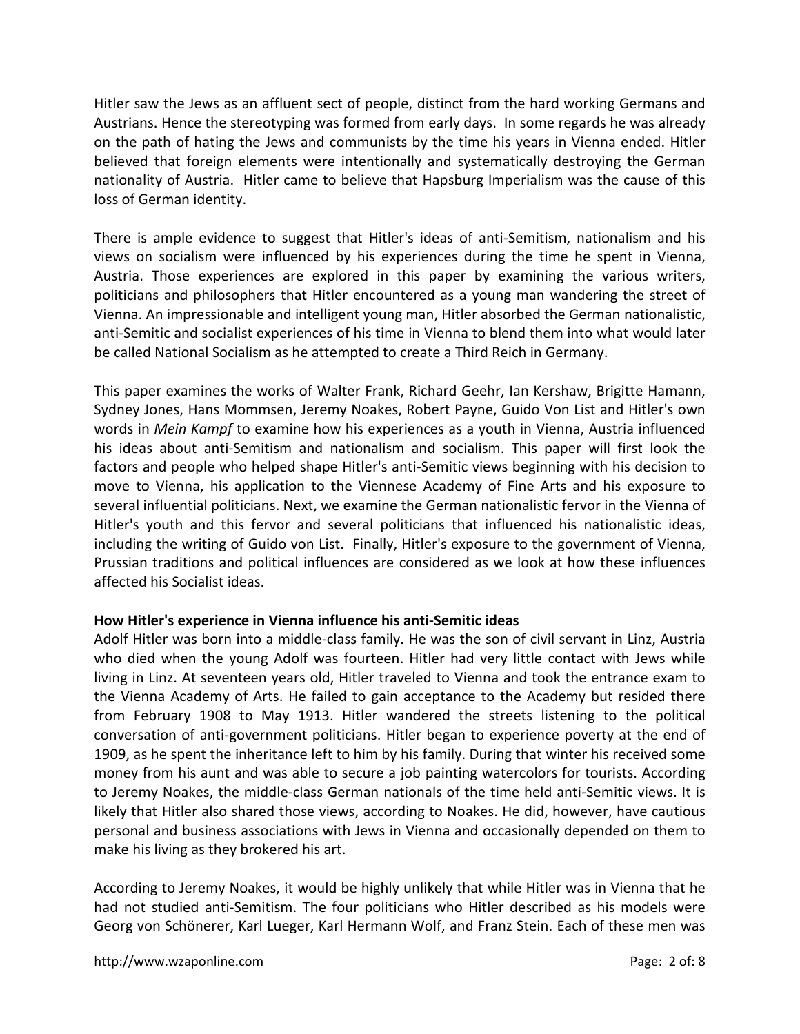Hitler saw the Jews as an affluent sect of people, distinct from the hard working Germans and Austrians. Hence the stereotyping was formed from early days. In some regards he was already on the path of hating the Jews and communists by the time his years in Vienna ended. Hitler believed that foreign elements were intentionally and systematically destroying the German nationality of Austria. Hitler came to believe that Hapsburg Imperialism was the cause of this loss of German identity.

There is ample evidence to suggest that Hitler's ideas of anti-Semitism, nationalism and his views on socialism were influenced by his experiences during the time he spent in Vienna, Austria. Those experiences are explored in this paper by examining the various writers, politicians and philosophers that Hitler encountered as a young man wandering the street of Vienna. An impressionable and intelligent young man, Hitler absorbed the German nationalistic, anti-Semitic and socialist experiences of his time in Vienna to blend them into what would later be called National Socialism as he attempted to create a Third Reich in Germany.

This paper examines the works of Walter Frank, Richard Geehr, Ian Kershaw, Brigitte Hamann, Sydney Jones, Hans Mommsen, Jeremy Noakes, Robert Payne, Guido Von List and Hitler's own words in *Mein Kampf* to examine how his experiences as a youth in Vienna, Austria influenced his ideas about anti-Semitism and nationalism and socialism. This paper will first look the factors and people who helped shape Hitler's anti-Semitic views beginning with his decision to move to Vienna, his application to the Viennese Academy of Fine Arts and his exposure to several influential politicians. Next, we examine the German nationalistic fervor in the Vienna of Hitler's youth and this fervor and several politicians that influenced his nationalistic ideas, including the writing of Guido von List. Finally, Hitler's exposure to the government of Vienna, Prussian traditions and political influences are considered as we look at how these influences affected his Socialist ideas.

**How Hitler's experience in Vienna influence his anti-Semitic ideas**

Adolf Hitler was born into a middle-class family. He was the son of civil servant in Linz, Austria who died when the young Adolf was fourteen. Hitler had very little contact with Jews while living in Linz. At seventeen years old, Hitler traveled to Vienna and took the entrance exam to the Vienna Academy of Arts. He failed to gain acceptance to the Academy but resided there from February 1908 to May 1913. Hitler wandered the streets listening to the political conversation of anti-government politicians. Hitler began to experience poverty at the end of 1909, as he spent the inheritance left to him by his family. During that winter his received some money from his aunt and was able to secure a job painting watercolors for tourists. According to Jeremy Noakes, the middle-class German nationals of the time held anti-Semitic views. It is likely that Hitler also shared those views, according to Noakes. He did, however, have cautious personal and business associations with Jews in Vienna and occasionally depended on them to make his living as they brokered his art.

According to Jeremy Noakes, it would be highly unlikely that while Hitler was in Vienna that he had not studied anti-Semitism. The four politicians who Hitler described as his models were Georg von Schönerer, Karl Lueger, Karl Hermann Wolf, and Franz Stein. Each of these men was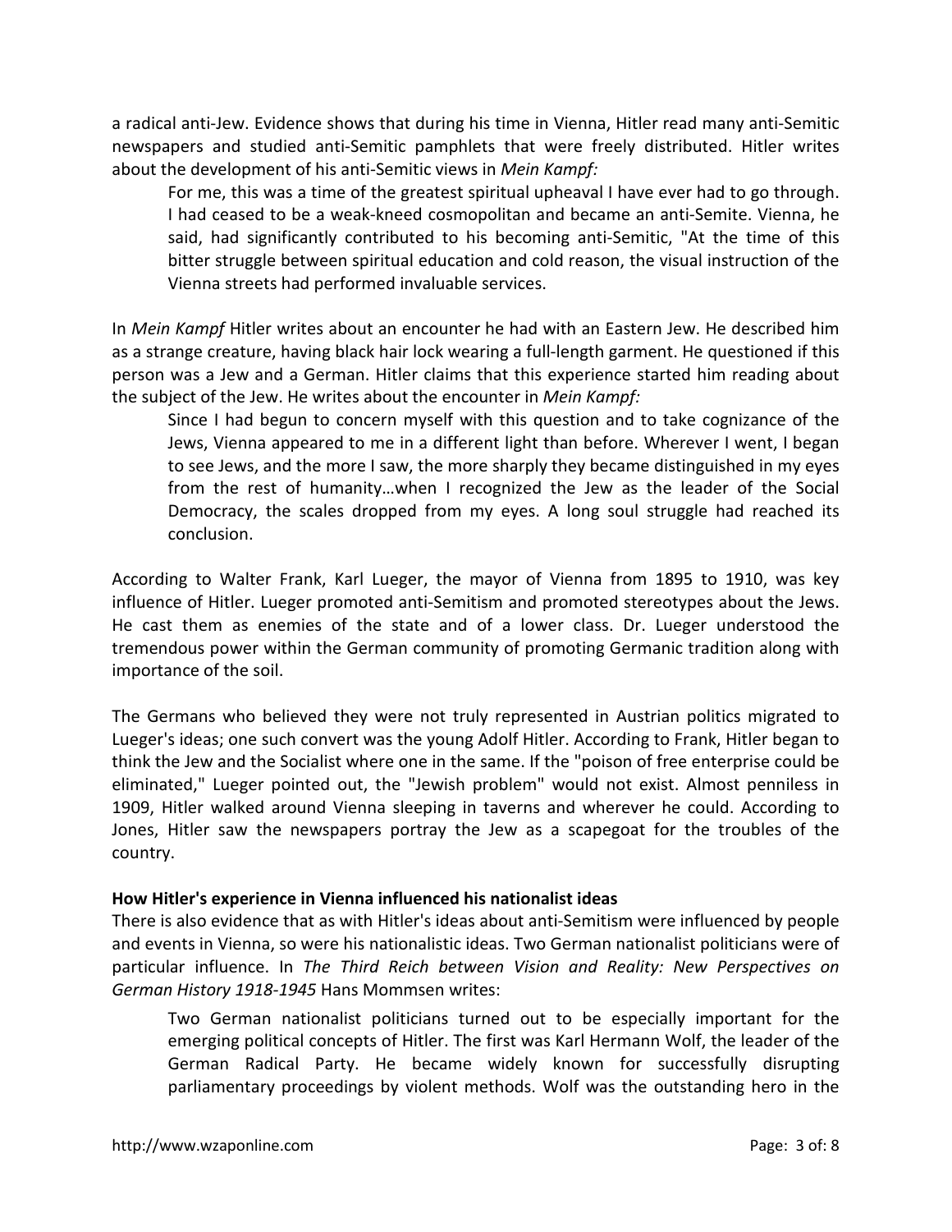a radical anti-Jew. Evidence shows that during his time in Vienna, Hitler read many anti-Semitic newspapers and studied anti-Semitic pamphlets that were freely distributed. Hitler writes about the development of his anti-Semitic views in *Mein Kampf:*

> For me, this was a time of the greatest spiritual upheaval I have ever had to go through. I had ceased to be a weak-kneed cosmopolitan and became an anti-Semite. Vienna, he said, had significantly contributed to his becoming anti-Semitic, "At the time of this bitter struggle between spiritual education and cold reason, the visual instruction of the Vienna streets had performed invaluable services.

In *Mein Kampf* Hitler writes about an encounter he had with an Eastern Jew. He described him as a strange creature, having black hair lock wearing a full-length garment. He questioned if this person was a Jew and a German. Hitler claims that this experience started him reading about the subject of the Jew. He writes about the encounter in *Mein Kampf:*

> Since I had begun to concern myself with this question and to take cognizance of the Jews, Vienna appeared to me in a different light than before. Wherever I went, I began to see Jews, and the more I saw, the more sharply they became distinguished in my eyes from the rest of humanity…when I recognized the Jew as the leader of the Social Democracy, the scales dropped from my eyes. A long soul struggle had reached its conclusion.

According to Walter Frank, Karl Lueger, the mayor of Vienna from 1895 to 1910, was key influence of Hitler. Lueger promoted anti-Semitism and promoted stereotypes about the Jews. He cast them as enemies of the state and of a lower class. Dr. Lueger understood the tremendous power within the German community of promoting Germanic tradition along with importance of the soil.

The Germans who believed they were not truly represented in Austrian politics migrated to Lueger's ideas; one such convert was the young Adolf Hitler. According to Frank, Hitler began to think the Jew and the Socialist where one in the same. If the "poison of free enterprise could be eliminated," Lueger pointed out, the "Jewish problem" would not exist. Almost penniless in 1909, Hitler walked around Vienna sleeping in taverns and wherever he could. According to Jones, Hitler saw the newspapers portray the Jew as a scapegoat for the troubles of the country.

**How Hitler's experience in Vienna influenced his nationalist ideas**

There is also evidence that as with Hitler's ideas about anti-Semitism were influenced by people and events in Vienna, so were his nationalistic ideas. Two German nationalist politicians were of particular influence. In *The Third Reich between Vision and Reality: New Perspectives on German History 1918-1945* Hans Mommsen writes:

> Two German nationalist politicians turned out to be especially important for the emerging political concepts of Hitler. The first was Karl Hermann Wolf, the leader of the German Radical Party. He became widely known for successfully disrupting parliamentary proceedings by violent methods. Wolf was the outstanding hero in the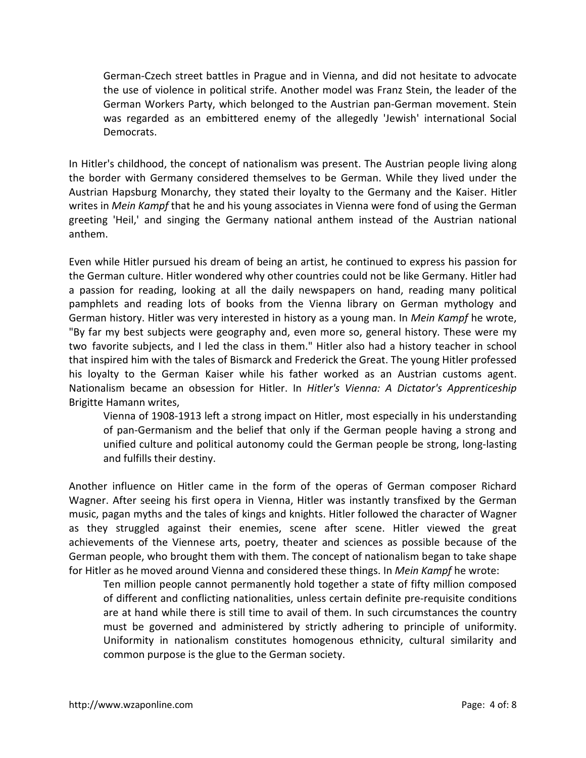> German-Czech street battles in Prague and in Vienna, and did not hesitate to advocate the use of violence in political strife. Another model was Franz Stein, the leader of the German Workers Party, which belonged to the Austrian pan-German movement. Stein was regarded as an embittered enemy of the allegedly 'Jewish' international Social Democrats.

In Hitler's childhood, the concept of nationalism was present. The Austrian people living along the border with Germany considered themselves to be German. While they lived under the Austrian Hapsburg Monarchy, they stated their loyalty to the Germany and the Kaiser. Hitler writes in *Mein Kampf* that he and his young associates in Vienna were fond of using the German greeting 'Heil,' and singing the Germany national anthem instead of the Austrian national anthem.

Even while Hitler pursued his dream of being an artist, he continued to express his passion for the German culture. Hitler wondered why other countries could not be like Germany. Hitler had a passion for reading, looking at all the daily newspapers on hand, reading many political pamphlets and reading lots of books from the Vienna library on German mythology and German history. Hitler was very interested in history as a young man. In *Mein Kampf* he wrote, "By far my best subjects were geography and, even more so, general history. These were my two favorite subjects, and I led the class in them." Hitler also had a history teacher in school that inspired him with the tales of Bismarck and Frederick the Great. The young Hitler professed his loyalty to the German Kaiser while his father worked as an Austrian customs agent. Nationalism became an obsession for Hitler. In *Hitler's Vienna: A Dictator's Apprenticeship* Brigitte Hamann writes,

> Vienna of 1908-1913 left a strong impact on Hitler, most especially in his understanding of pan-Germanism and the belief that only if the German people having a strong and unified culture and political autonomy could the German people be strong, long-lasting and fulfills their destiny.

Another influence on Hitler came in the form of the operas of German composer Richard Wagner. After seeing his first opera in Vienna, Hitler was instantly transfixed by the German music, pagan myths and the tales of kings and knights. Hitler followed the character of Wagner as they struggled against their enemies, scene after scene. Hitler viewed the great achievements of the Viennese arts, poetry, theater and sciences as possible because of the German people, who brought them with them. The concept of nationalism began to take shape for Hitler as he moved around Vienna and considered these things. In *Mein Kampf* he wrote:

> Ten million people cannot permanently hold together a state of fifty million composed of different and conflicting nationalities, unless certain definite pre-requisite conditions are at hand while there is still time to avail of them. In such circumstances the country must be governed and administered by strictly adhering to principle of uniformity. Uniformity in nationalism constitutes homogenous ethnicity, cultural similarity and common purpose is the glue to the German society.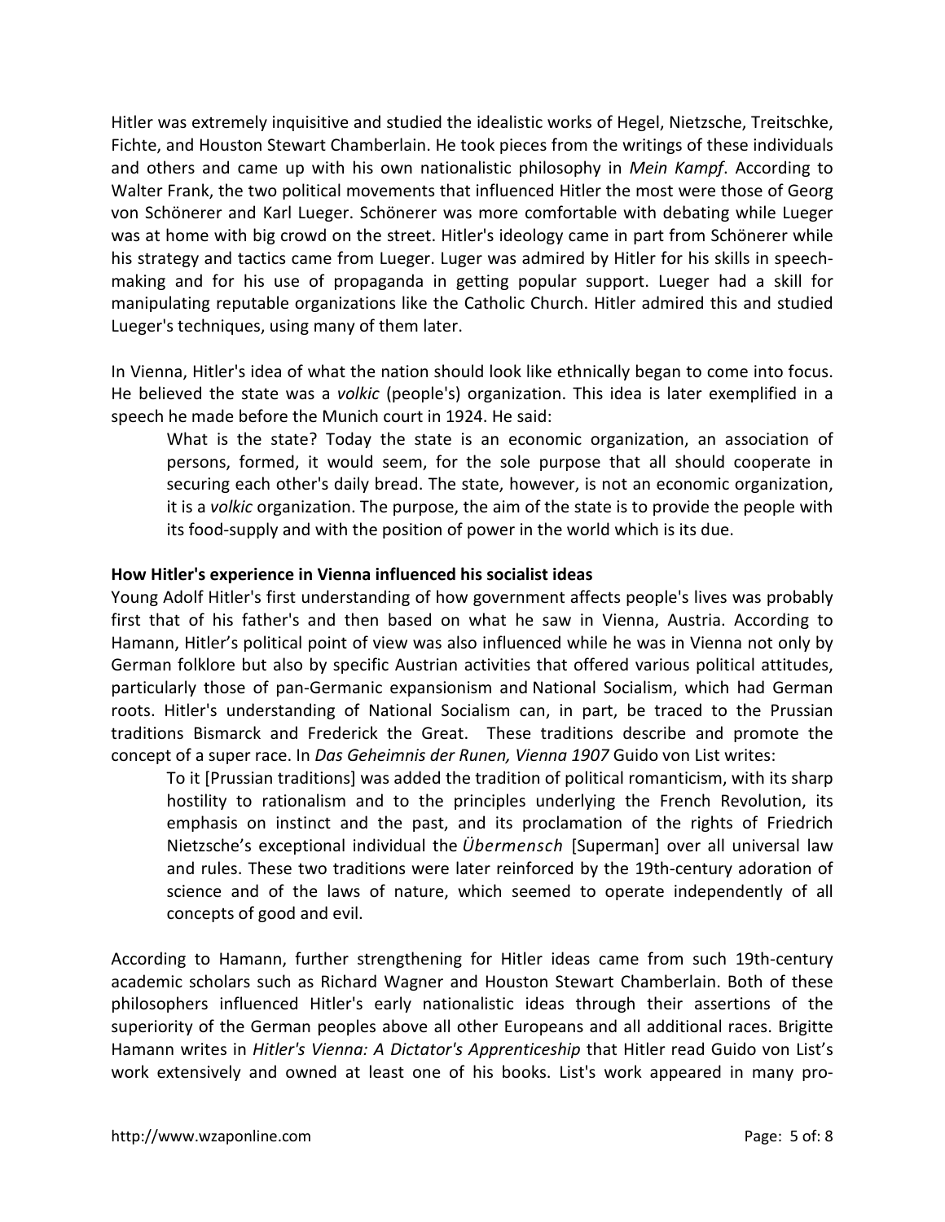Hitler was extremely inquisitive and studied the idealistic works of Hegel, Nietzsche, Treitschke, Fichte, and Houston Stewart Chamberlain. He took pieces from the writings of these individuals and others and came up with his own nationalistic philosophy in *Mein Kampf*. According to Walter Frank, the two political movements that influenced Hitler the most were those of Georg von Schönerer and Karl Lueger. Schönerer was more comfortable with debating while Lueger was at home with big crowd on the street. Hitler's ideology came in part from Schönerer while his strategy and tactics came from Lueger. Luger was admired by Hitler for his skills in speech-making and for his use of propaganda in getting popular support. Lueger had a skill for manipulating reputable organizations like the Catholic Church. Hitler admired this and studied Lueger's techniques, using many of them later.

In Vienna, Hitler's idea of what the nation should look like ethnically began to come into focus. He believed the state was a *volkic* (people's) organization. This idea is later exemplified in a speech he made before the Munich court in 1924. He said:

> What is the state? Today the state is an economic organization, an association of persons, formed, it would seem, for the sole purpose that all should cooperate in securing each other's daily bread. The state, however, is not an economic organization, it is a *volkic* organization. The purpose, the aim of the state is to provide the people with its food-supply and with the position of power in the world which is its due.

**How Hitler's experience in Vienna influenced his socialist ideas**

Young Adolf Hitler's first understanding of how government affects people's lives was probably first that of his father's and then based on what he saw in Vienna, Austria. According to Hamann, Hitler's political point of view was also influenced while he was in Vienna not only by German folklore but also by specific Austrian activities that offered various political attitudes, particularly those of pan-Germanic expansionism and National Socialism, which had German roots. Hitler's understanding of National Socialism can, in part, be traced to the Prussian traditions Bismarck and Frederick the Great. These traditions describe and promote the concept of a super race. In *Das Geheimnis der Runen, Vienna 1907* Guido von List writes:

> To it [Prussian traditions] was added the tradition of political romanticism, with its sharp hostility to rationalism and to the principles underlying the French Revolution, its emphasis on instinct and the past, and its proclamation of the rights of Friedrich Nietzsche's exceptional individual the *Übermensch* [Superman] over all universal law and rules. These two traditions were later reinforced by the 19th-century adoration of science and of the laws of nature, which seemed to operate independently of all concepts of good and evil.

According to Hamann, further strengthening for Hitler ideas came from such 19th-century academic scholars such as Richard Wagner and Houston Stewart Chamberlain. Both of these philosophers influenced Hitler's early nationalistic ideas through their assertions of the superiority of the German peoples above all other Europeans and all additional races. Brigitte Hamann writes in *Hitler's Vienna: A Dictator's Apprenticeship* that Hitler read Guido von List's work extensively and owned at least one of his books. List's work appeared in many pro-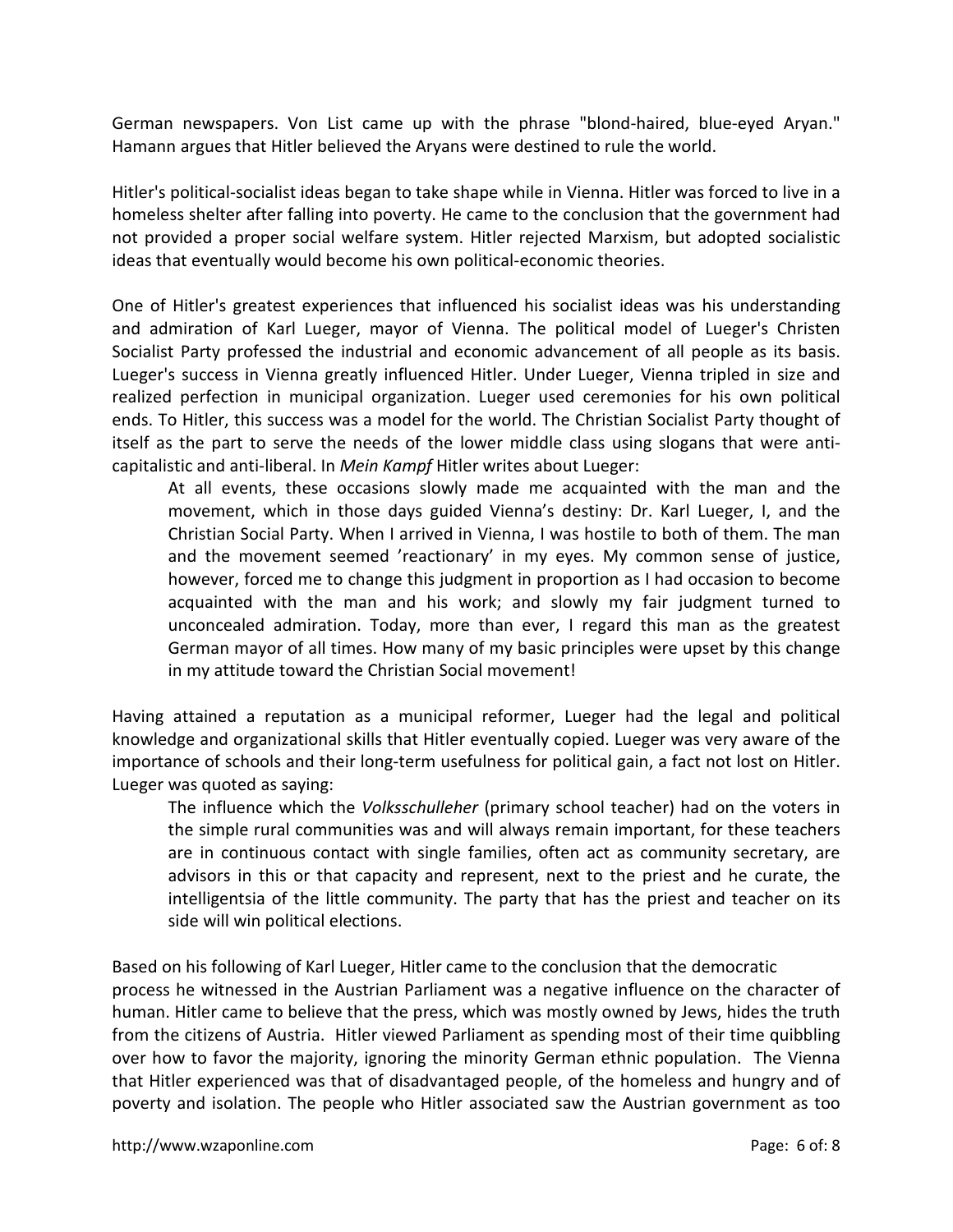German newspapers. Von List came up with the phrase "blond-haired, blue-eyed Aryan." Hamann argues that Hitler believed the Aryans were destined to rule the world.

Hitler's political-socialist ideas began to take shape while in Vienna. Hitler was forced to live in a homeless shelter after falling into poverty. He came to the conclusion that the government had not provided a proper social welfare system. Hitler rejected Marxism, but adopted socialistic ideas that eventually would become his own political-economic theories.

One of Hitler's greatest experiences that influenced his socialist ideas was his understanding and admiration of Karl Lueger, mayor of Vienna. The political model of Lueger's Christen Socialist Party professed the industrial and economic advancement of all people as its basis. Lueger's success in Vienna greatly influenced Hitler. Under Lueger, Vienna tripled in size and realized perfection in municipal organization. Lueger used ceremonies for his own political ends. To Hitler, this success was a model for the world. The Christian Socialist Party thought of itself as the part to serve the needs of the lower middle class using slogans that were anti-capitalistic and anti-liberal. In *Mein Kampf* Hitler writes about Lueger:

> At all events, these occasions slowly made me acquainted with the man and the movement, which in those days guided Vienna's destiny: Dr. Karl Lueger, I, and the Christian Social Party. When I arrived in Vienna, I was hostile to both of them. The man and the movement seemed 'reactionary' in my eyes. My common sense of justice, however, forced me to change this judgment in proportion as I had occasion to become acquainted with the man and his work; and slowly my fair judgment turned to unconcealed admiration. Today, more than ever, I regard this man as the greatest German mayor of all times. How many of my basic principles were upset by this change in my attitude toward the Christian Social movement!

Having attained a reputation as a municipal reformer, Lueger had the legal and political knowledge and organizational skills that Hitler eventually copied. Lueger was very aware of the importance of schools and their long-term usefulness for political gain, a fact not lost on Hitler. Lueger was quoted as saying:

> The influence which the *Volksschulleher* (primary school teacher) had on the voters in the simple rural communities was and will always remain important, for these teachers are in continuous contact with single families, often act as community secretary, are advisors in this or that capacity and represent, next to the priest and he curate, the intelligentsia of the little community. The party that has the priest and teacher on its side will win political elections.

Based on his following of Karl Lueger, Hitler came to the conclusion that the democratic process he witnessed in the Austrian Parliament was a negative influence on the character of human. Hitler came to believe that the press, which was mostly owned by Jews, hides the truth from the citizens of Austria. Hitler viewed Parliament as spending most of their time quibbling over how to favor the majority, ignoring the minority German ethnic population. The Vienna that Hitler experienced was that of disadvantaged people, of the homeless and hungry and of poverty and isolation. The people who Hitler associated saw the Austrian government as too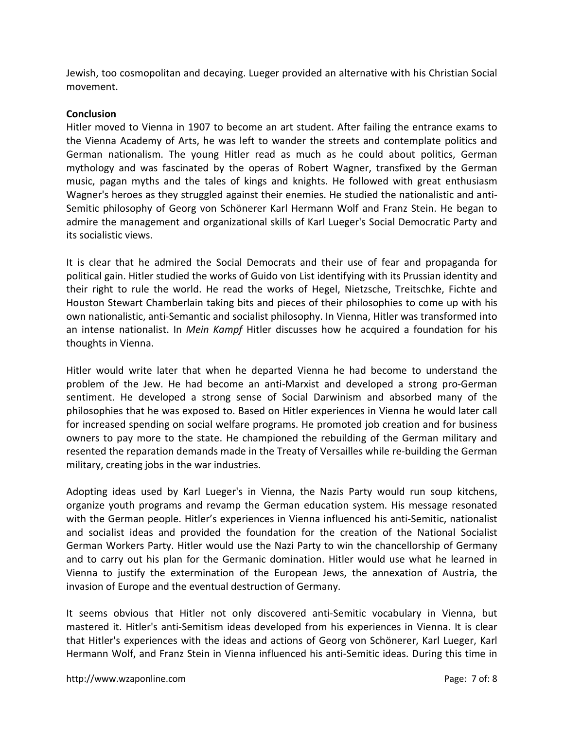Jewish, too cosmopolitan and decaying. Lueger provided an alternative with his Christian Social movement.

**Conclusion**

Hitler moved to Vienna in 1907 to become an art student. After failing the entrance exams to the Vienna Academy of Arts, he was left to wander the streets and contemplate politics and German nationalism. The young Hitler read as much as he could about politics, German mythology and was fascinated by the operas of Robert Wagner, transfixed by the German music, pagan myths and the tales of kings and knights. He followed with great enthusiasm Wagner's heroes as they struggled against their enemies. He studied the nationalistic and anti-Semitic philosophy of Georg von Schönerer Karl Hermann Wolf and Franz Stein. He began to admire the management and organizational skills of Karl Lueger's Social Democratic Party and its socialistic views.

It is clear that he admired the Social Democrats and their use of fear and propaganda for political gain. Hitler studied the works of Guido von List identifying with its Prussian identity and their right to rule the world. He read the works of Hegel, Nietzsche, Treitschke, Fichte and Houston Stewart Chamberlain taking bits and pieces of their philosophies to come up with his own nationalistic, anti-Semantic and socialist philosophy. In Vienna, Hitler was transformed into an intense nationalist. In *Mein Kampf* Hitler discusses how he acquired a foundation for his thoughts in Vienna.

Hitler would write later that when he departed Vienna he had become to understand the problem of the Jew. He had become an anti-Marxist and developed a strong pro-German sentiment. He developed a strong sense of Social Darwinism and absorbed many of the philosophies that he was exposed to. Based on Hitler experiences in Vienna he would later call for increased spending on social welfare programs. He promoted job creation and for business owners to pay more to the state. He championed the rebuilding of the German military and resented the reparation demands made in the Treaty of Versailles while re-building the German military, creating jobs in the war industries.

Adopting ideas used by Karl Lueger's in Vienna, the Nazis Party would run soup kitchens, organize youth programs and revamp the German education system. His message resonated with the German people. Hitler's experiences in Vienna influenced his anti-Semitic, nationalist and socialist ideas and provided the foundation for the creation of the National Socialist German Workers Party. Hitler would use the Nazi Party to win the chancellorship of Germany and to carry out his plan for the Germanic domination. Hitler would use what he learned in Vienna to justify the extermination of the European Jews, the annexation of Austria, the invasion of Europe and the eventual destruction of Germany.

It seems obvious that Hitler not only discovered anti-Semitic vocabulary in Vienna, but mastered it. Hitler's anti-Semitism ideas developed from his experiences in Vienna. It is clear that Hitler's experiences with the ideas and actions of Georg von Schönerer, Karl Lueger, Karl Hermann Wolf, and Franz Stein in Vienna influenced his anti-Semitic ideas. During this time in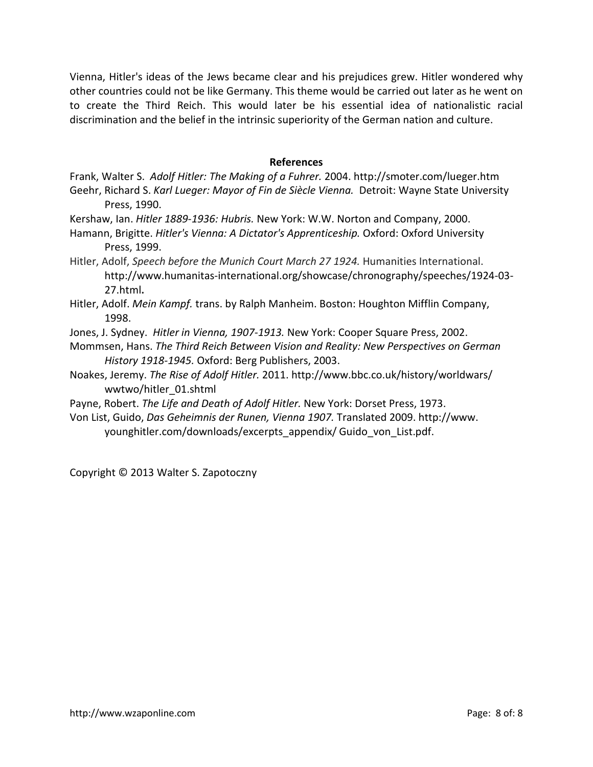Vienna, Hitler's ideas of the Jews became clear and his prejudices grew. Hitler wondered why other countries could not be like Germany. This theme would be carried out later as he went on to create the Third Reich. This would later be his essential idea of nationalistic racial discrimination and the belief in the intrinsic superiority of the German nation and culture.

## References

Frank, Walter S. *Adolf Hitler: The Making of a Fuhrer.* 2004. http://smoter.com/lueger.htm

Geehr, Richard S. *Karl Lueger: Mayor of Fin de Siècle Vienna.* Detroit: Wayne State University Press, 1990.

Kershaw, Ian. *Hitler 1889-1936: Hubris.* New York: W.W. Norton and Company, 2000.

Hamann, Brigitte. *Hitler's Vienna: A Dictator's Apprenticeship.* Oxford: Oxford University Press, 1999.

Hitler, Adolf, *Speech before the Munich Court March 27 1924.* Humanities International. http://www.humanitas-international.org/showcase/chronography/speeches/1924-03-27.html**.**

Hitler, Adolf. *Mein Kampf.* trans. by Ralph Manheim. Boston: Houghton Mifflin Company, 1998.

Jones, J. Sydney. *Hitler in Vienna, 1907-1913.* New York: Cooper Square Press, 2002.

Mommsen, Hans. *The Third Reich Between Vision and Reality: New Perspectives on German History 1918-1945.* Oxford: Berg Publishers, 2003.

Noakes, Jeremy. *The Rise of Adolf Hitler.* 2011. http://www.bbc.co.uk/history/worldwars/wwtwo/hitler_01.shtml

Payne, Robert. *The Life and Death of Adolf Hitler.* New York: Dorset Press, 1973.

Von List, Guido, *Das Geheimnis der Runen, Vienna 1907.* Translated 2009. http://www.younghitler.com/downloads/excerpts_appendix/ Guido_von_List.pdf.

Copyright © 2013 Walter S. Zapotoczny